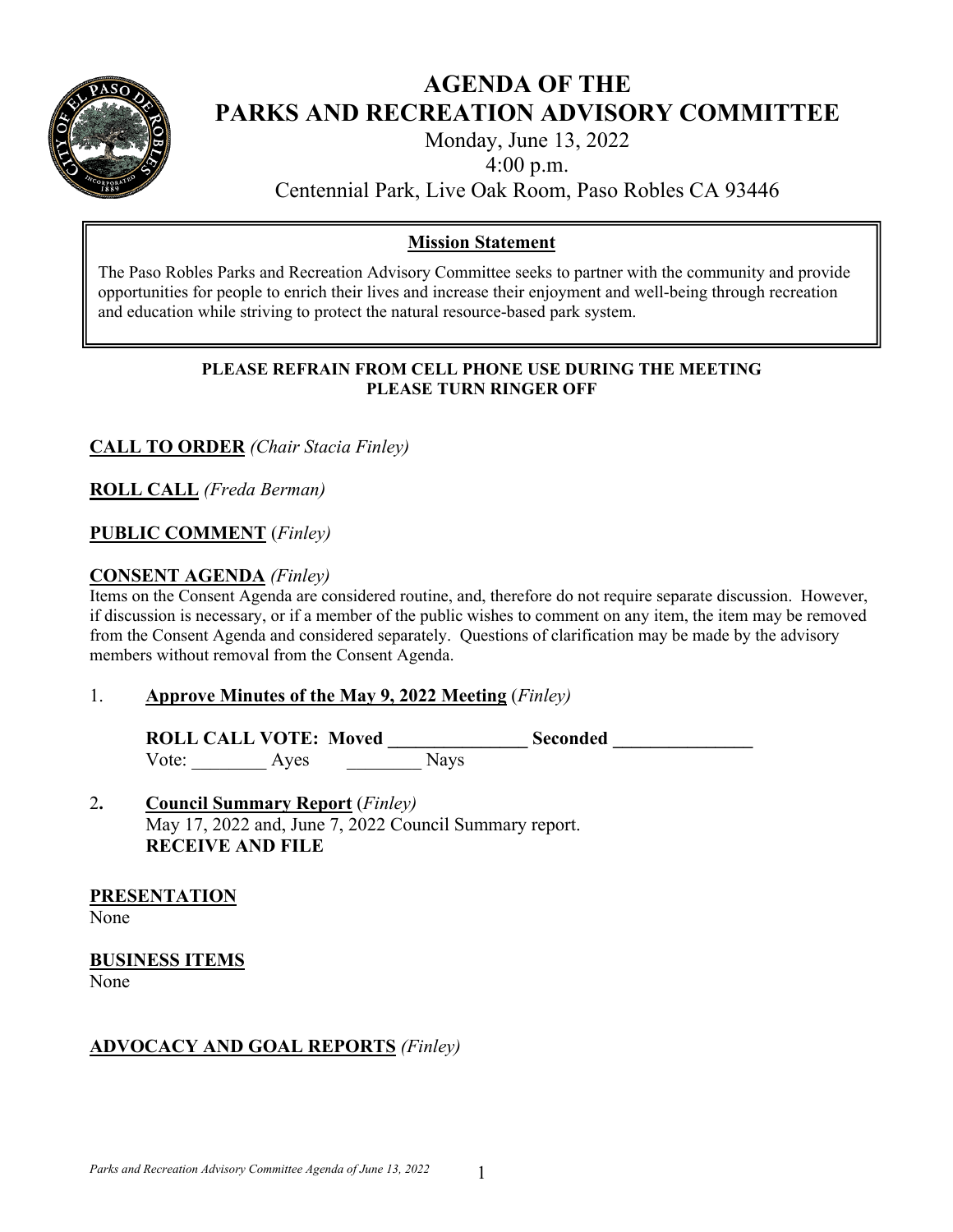# AGENDA OF THE PARKS AND RECREATION ADVISORY COMMITTEE

Monday, June 13, 2022
4:00 p.m.
Centennial Park, Live Oak Room, Paso Robles CA 93446

**Mission Statement**

The Paso Robles Parks and Recreation Advisory Committee seeks to partner with the community and provide opportunities for people to enrich their lives and increase their enjoyment and well-being through recreation and education while striving to protect the natural resource-based park system.

**PLEASE REFRAIN FROM CELL PHONE USE DURING THE MEETING**
**PLEASE TURN RINGER OFF**

**CALL TO ORDER** *(Chair Stacia Finley)*

**ROLL CALL** *(Freda Berman)*

**PUBLIC COMMENT** *(Finley)*

**CONSENT AGENDA** *(Finley)*

Items on the Consent Agenda are considered routine, and, therefore do not require separate discussion. However, if discussion is necessary, or if a member of the public wishes to comment on any item, the item may be removed from the Consent Agenda and considered separately. Questions of clarification may be made by the advisory members without removal from the Consent Agenda.

1. **Approve Minutes of the May 9, 2022 Meeting** *(Finley)*

   **ROLL CALL VOTE: Moved _______________ Seconded _______________**
   Vote: ________ Ayes ________ Nays

2. **Council Summary Report** *(Finley)*
   May 17, 2022 and, June 7, 2022 Council Summary report.
   **RECEIVE AND FILE**

**PRESENTATION**
None

**BUSINESS ITEMS**
None

**ADVOCACY AND GOAL REPORTS** *(Finley)*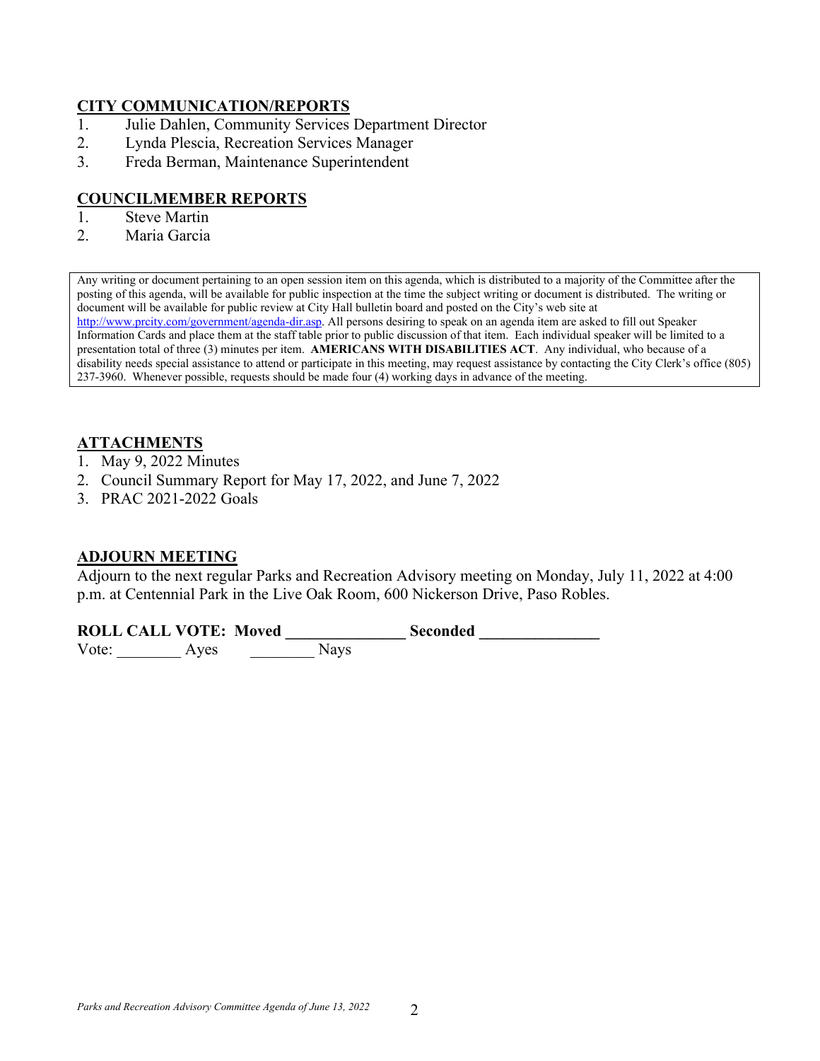## CITY COMMUNICATION/REPORTS

1. Julie Dahlen, Community Services Department Director
2. Lynda Plescia, Recreation Services Manager
3. Freda Berman, Maintenance Superintendent

## COUNCILMEMBER REPORTS

1. Steve Martin
2. Maria Garcia

Any writing or document pertaining to an open session item on this agenda, which is distributed to a majority of the Committee after the posting of this agenda, will be available for public inspection at the time the subject writing or document is distributed. The writing or document will be available for public review at City Hall bulletin board and posted on the City's web site at http://www.prcity.com/government/agenda-dir.asp. All persons desiring to speak on an agenda item are asked to fill out Speaker Information Cards and place them at the staff table prior to public discussion of that item. Each individual speaker will be limited to a presentation total of three (3) minutes per item. **AMERICANS WITH DISABILITIES ACT**. Any individual, who because of a disability needs special assistance to attend or participate in this meeting, may request assistance by contacting the City Clerk's office (805) 237-3960. Whenever possible, requests should be made four (4) working days in advance of the meeting.

## ATTACHMENTS

1. May 9, 2022 Minutes
2. Council Summary Report for May 17, 2022, and June 7, 2022
3. PRAC 2021-2022 Goals

## ADJOURN MEETING

Adjourn to the next regular Parks and Recreation Advisory meeting on Monday, July 11, 2022 at 4:00 p.m. at Centennial Park in the Live Oak Room, 600 Nickerson Drive, Paso Robles.

**ROLL CALL VOTE: Moved _______________ Seconded _______________**

Vote: ________ Ayes ________ Nays